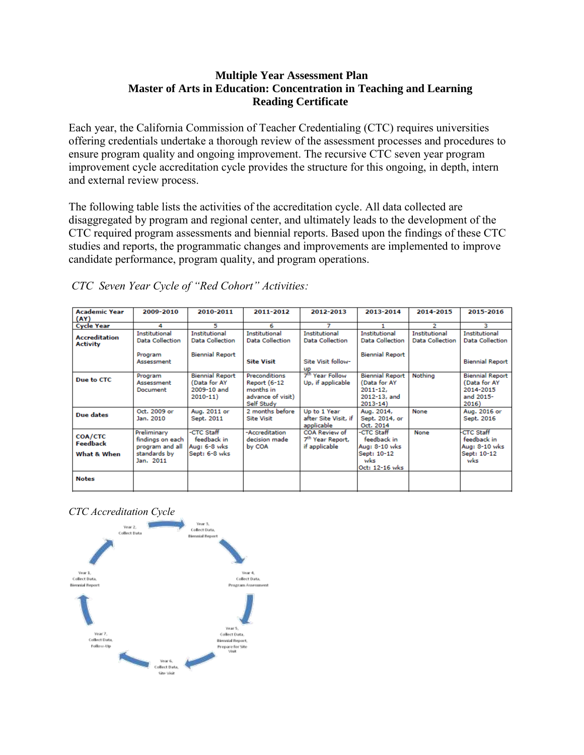**Multiple Year Assessment Plan**
**Master of Arts in Education: Concentration in Teaching and Learning**
**Reading Certificate**

Each year, the California Commission of Teacher Credentialing (CTC) requires universities offering credentials undertake a thorough review of the assessment processes and procedures to ensure program quality and ongoing improvement. The recursive CTC seven year program improvement cycle accreditation cycle provides the structure for this ongoing, in depth, intern and external review process.

The following table lists the activities of the accreditation cycle. All data collected are disaggregated by program and regional center, and ultimately leads to the development of the CTC required program assessments and biennial reports. Based upon the findings of these CTC studies and reports, the programmatic changes and improvements are implemented to improve candidate performance, program quality, and program operations.

*CTC Seven Year Cycle of "Red Cohort" Activities:*

| Academic Year (AY) | 2009-2010 | 2010-2011 | 2011-2012 | 2012-2013 | 2013-2014 | 2014-2015 | 2015-2016 |
|---|---|---|---|---|---|---|---|
| **Cycle Year** | 4 | 5 | 6 | 7 | 1 | 2 | 3 |
| **Accreditation Activity** | Institutional Data Collection<br><br>Program Assessment | Institutional Data Collection<br><br>Biennial Report | Institutional Data Collection<br><br>**Site Visit** | Institutional Data Collection<br><br>Site Visit follow-up | Institutional Data Collection<br><br>Biennial Report | Institutional Data Collection | Institutional Data Collection<br><br>Biennial Report |
| **Due to CTC** | Program Assessment Document | Biennial Report (Data for AY 2009-10 and 2010-11) | Preconditions Report (6-12 months in advance of visit) Self Study | 7th Year Follow Up, if applicable | Biennial Report (Data for AY 2011-12, 2012-13, and 2013-14) | Nothing | Biennial Report (Data for AY 2014-2015 and 2015-2016) |
| **Due dates** | Oct. 2009 or Jan. 2010 | Aug. 2011 or Sept. 2011 | 2 months before Site Visit | Up to 1 Year after Site Visit, if applicable | Aug. 2014, Sept. 2014, or Oct. 2014 | None | Aug. 2016 or Sept. 2016 |
| **COA/CTC Feedback**<br>**What & When** | Preliminary findings on each program and all standards by Jan. 2011 | -CTC Staff feedback in Aug: 6-8 wks Sept: 6-8 wks | -Accreditation decision made by COA | COA Review of 7th Year Report, if applicable | -CTC Staff feedback in Aug: 8-10 wks Sept: 10-12 wks Oct: 12-16 wks | None | -CTC Staff feedback in Aug: 8-10 wks Sept: 10-12 wks |
| **Notes** | | | | | | | |

*CTC Accreditation Cycle*

Year 1, Collect Data, Biennial Report → Year 2, Collect Data → Year 3, Collect Data, Biennial Report → Year 4, Collect Data, Program Assessment → Year 5, Collect Data, Biennial Report, Prepare for Site Visit → Year 6, Collect Data, Site Visit → Year 7, Collect Data, Follow-Up → Year 1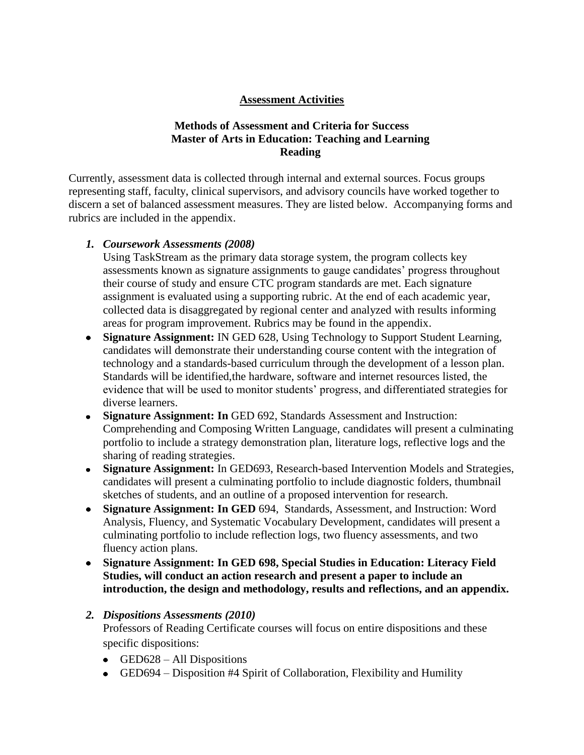**Assessment Activities**

**Methods of Assessment and Criteria for Success**
**Master of Arts in Education: Teaching and Learning**
**Reading**

Currently, assessment data is collected through internal and external sources. Focus groups representing staff, faculty, clinical supervisors, and advisory councils have worked together to discern a set of balanced assessment measures. They are listed below. Accompanying forms and rubrics are included in the appendix.

1. ***Coursework Assessments (2008)***

   Using TaskStream as the primary data storage system, the program collects key assessments known as signature assignments to gauge candidates' progress throughout their course of study and ensure CTC program standards are met. Each signature assignment is evaluated using a supporting rubric. At the end of each academic year, collected data is disaggregated by regional center and analyzed with results informing areas for program improvement. Rubrics may be found in the appendix.

- **Signature Assignment:** IN GED 628, Using Technology to Support Student Learning, candidates will demonstrate their understanding course content with the integration of technology and a standards-based curriculum through the development of a lesson plan. Standards will be identified,the hardware, software and internet resources listed, the evidence that will be used to monitor students' progress, and differentiated strategies for diverse learners.
- **Signature Assignment: In** GED 692, Standards Assessment and Instruction: Comprehending and Composing Written Language, candidates will present a culminating portfolio to include a strategy demonstration plan, literature logs, reflective logs and the sharing of reading strategies.
- **Signature Assignment:** In GED693, Research-based Intervention Models and Strategies, candidates will present a culminating portfolio to include diagnostic folders, thumbnail sketches of students, and an outline of a proposed intervention for research.
- **Signature Assignment: In GED** 694, Standards, Assessment, and Instruction: Word Analysis, Fluency, and Systematic Vocabulary Development, candidates will present a culminating portfolio to include reflection logs, two fluency assessments, and two fluency action plans.
- **Signature Assignment: In GED 698, Special Studies in Education: Literacy Field Studies, will conduct an action research and present a paper to include an introduction, the design and methodology, results and reflections, and an appendix.**

2. ***Dispositions Assessments (2010)***

   Professors of Reading Certificate courses will focus on entire dispositions and these specific dispositions:

   - GED628 – All Dispositions
   - GED694 – Disposition #4 Spirit of Collaboration, Flexibility and Humility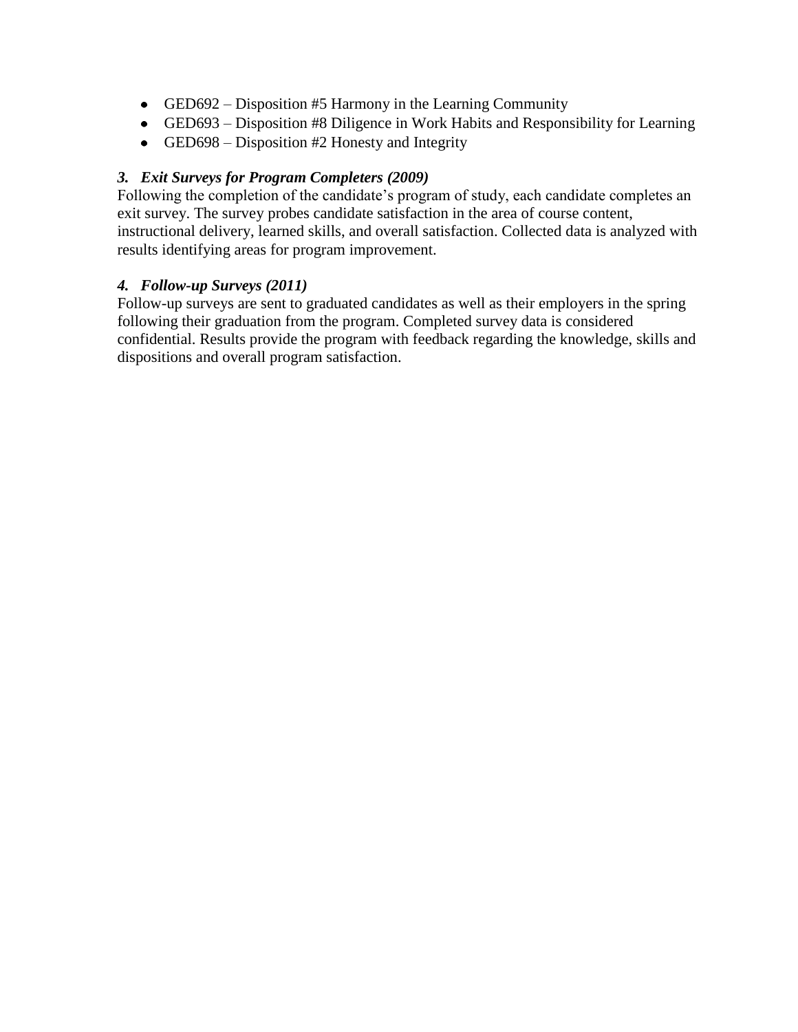- GED692 – Disposition #5 Harmony in the Learning Community
- GED693 – Disposition #8 Diligence in Work Habits and Responsibility for Learning
- GED698 – Disposition #2 Honesty and Integrity

***3. Exit Surveys for Program Completers (2009)***

Following the completion of the candidate's program of study, each candidate completes an exit survey. The survey probes candidate satisfaction in the area of course content, instructional delivery, learned skills, and overall satisfaction. Collected data is analyzed with results identifying areas for program improvement.

***4. Follow-up Surveys (2011)***

Follow-up surveys are sent to graduated candidates as well as their employers in the spring following their graduation from the program. Completed survey data is considered confidential. Results provide the program with feedback regarding the knowledge, skills and dispositions and overall program satisfaction.